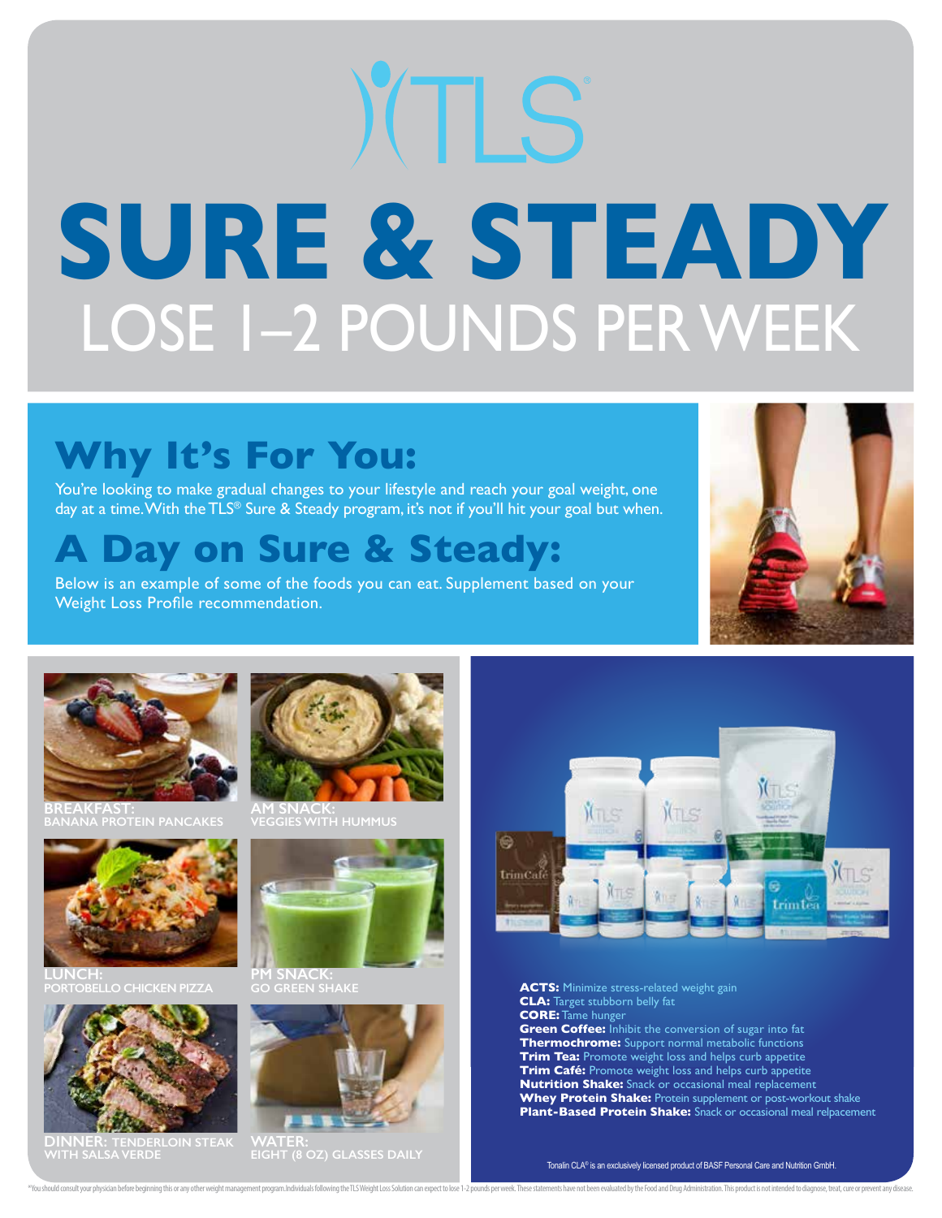# TLS®

# SURE & STEADY

## LOSE 1–2 POUNDS PER WEEK

## Why It's For You:

You're looking to make gradual changes to your lifestyle and reach your goal weight, one day at a time. With the TLS® Sure & Steady program, it's not if you'll hit your goal but when.

## A Day on Sure & Steady:

Below is an example of some of the foods you can eat. Supplement based on your Weight Loss Profile recommendation.

**BREAKFAST:** BANANA PROTEIN PANCAKES

**AM SNACK:** VEGGIES WITH HUMMUS

**LUNCH:** PORTOBELLO CHICKEN PIZZA

**PM SNACK:** GO GREEN SHAKE

**DINNER:** TENDERLOIN STEAK WITH SALSA VERDE

**WATER:** EIGHT (8 OZ) GLASSES DAILY

**ACTS:** Minimize stress-related weight gain
**CLA:** Target stubborn belly fat
**CORE:** Tame hunger
**Green Coffee:** Inhibit the conversion of sugar into fat
**Thermochrome:** Support normal metabolic functions
**Trim Tea:** Promote weight loss and helps curb appetite
**Trim Café:** Promote weight loss and helps curb appetite
**Nutrition Shake:** Snack or occasional meal replacement
**Whey Protein Shake:** Protein supplement or post-workout shake
**Plant-Based Protein Shake:** Snack or occasional meal relpacement

Tonalin CLA® is an exclusively licensed product of BASF Personal Care and Nutrition GmbH.

*You should consult your physician before beginning this or any other weight management program. Individuals following the TLS Weight Loss Solution can expect to lose 1-2 pounds per week. These statements have not been evaluated by the Food and Drug Administration. This product is not intended to diagnose, treat, cure or prevent any disease.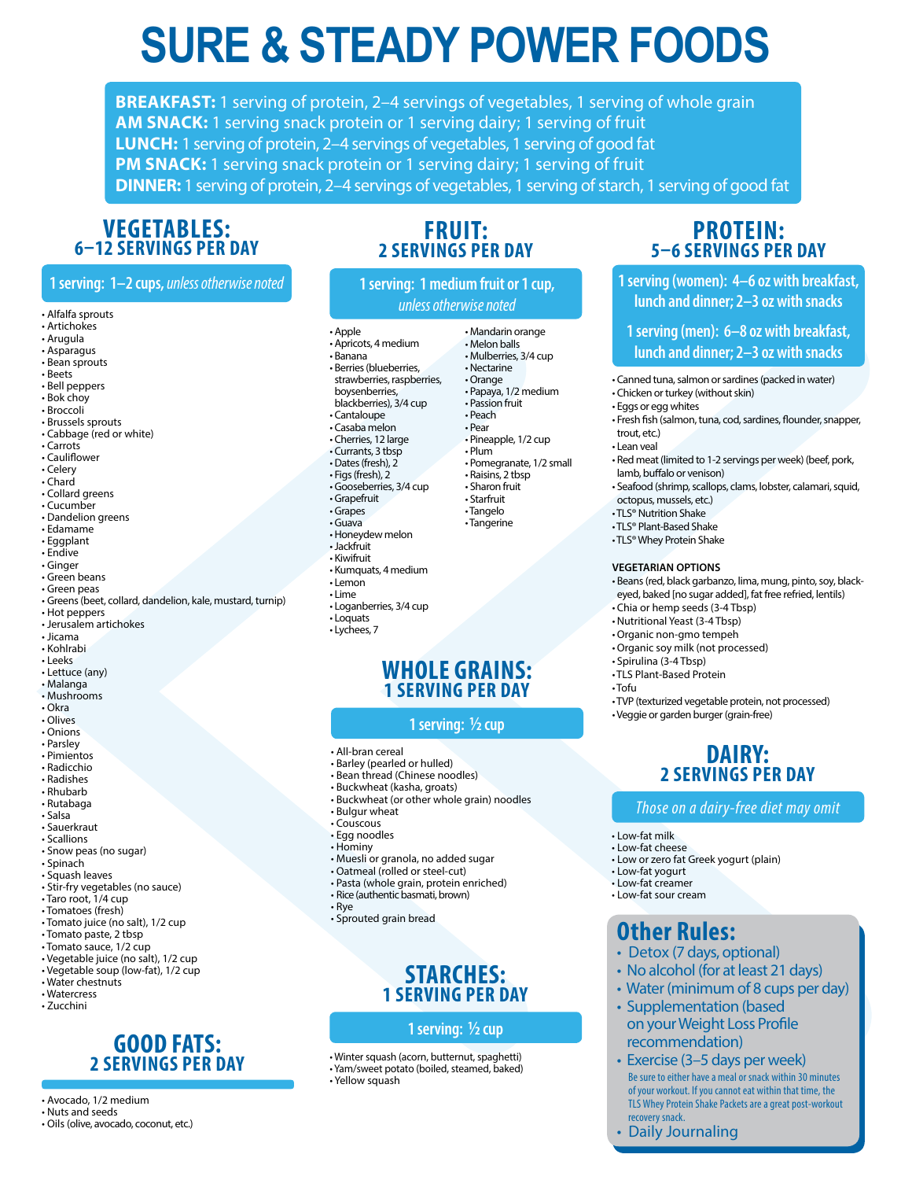# SURE & STEADY POWER FOODS

**BREAKFAST:** 1 serving of protein, 2–4 servings of vegetables, 1 serving of whole grain
**AM SNACK:** 1 serving snack protein or 1 serving dairy; 1 serving of fruit
**LUNCH:** 1 serving of protein, 2–4 servings of vegetables, 1 serving of good fat
**PM SNACK:** 1 serving snack protein or 1 serving dairy; 1 serving of fruit
**DINNER:** 1 serving of protein, 2–4 servings of vegetables, 1 serving of starch, 1 serving of good fat

## VEGETABLES:
### 6–12 SERVINGS PER DAY

**1 serving: 1–2 cups,** *unless otherwise noted*

- Alfalfa sprouts
- Artichokes
- Arugula
- Asparagus
- Bean sprouts
- Beets
- Bell peppers
- Bok choy
- Broccoli
- Brussels sprouts
- Cabbage (red or white)
- Carrots
- Cauliflower
- Celery
- Chard
- Collard greens
- Cucumber
- Dandelion greens
- Edamame
- Eggplant
- Endive
- Ginger
- Green beans
- Green peas
- Greens (beet, collard, dandelion, kale, mustard, turnip)
- Hot peppers
- Jerusalem artichokes
- Jicama
- Kohlrabi
- Leeks
- Lettuce (any)
- Malanga
- Mushrooms
- Okra
- Olives
- Onions
- Parsley
- Pimientos
- Radicchio
- Radishes
- Rhubarb
- Rutabaga
- Salsa
- Sauerkraut
- Scallions
- Snow peas (no sugar)
- Spinach
- Squash leaves
- Stir-fry vegetables (no sauce)
- Taro root, 1/4 cup
- Tomatoes (fresh)
- Tomato juice (no salt), 1/2 cup
- Tomato paste, 2 tbsp
- Tomato sauce, 1/2 cup
- Vegetable juice (no salt), 1/2 cup
- Vegetable soup (low-fat), 1/2 cup
- Water chestnuts
- Watercress
- Zucchini

## GOOD FATS:
### 2 SERVINGS PER DAY

- Avocado, 1/2 medium
- Nuts and seeds
- Oils (olive, avocado, coconut, etc.)

## FRUIT:
### 2 SERVINGS PER DAY

**1 serving: 1 medium fruit or 1 cup,** *unless otherwise noted*

- Apple
- Apricots, 4 medium
- Banana
- Berries (blueberries, strawberries, raspberries, boysenberries, blackberries), 3/4 cup
- Cantaloupe
- Casaba melon
- Cherries, 12 large
- Currants, 3 tbsp
- Dates (fresh), 2
- Figs (fresh), 2
- Gooseberries, 3/4 cup
- Grapefruit
- Grapes
- Guava
- Honeydew melon
- Jackfruit
- Kiwifruit
- Kumquats, 4 medium
- Lemon
- Lime
- Loganberries, 3/4 cup
- Loquats
- Lychees, 7
- Mandarin orange
- Melon balls
- Mulberries, 3/4 cup
- Nectarine
- Orange
- Papaya, 1/2 medium
- Passion fruit
- Peach
- Pear
- Pineapple, 1/2 cup
- Plum
- Pomegranate, 1/2 small
- Raisins, 2 tbsp
- Sharon fruit
- Starfruit
- Tangelo
- Tangerine

## WHOLE GRAINS:
### 1 SERVING PER DAY

**1 serving: ½ cup**

- All-bran cereal
- Barley (pearled or hulled)
- Bean thread (Chinese noodles)
- Buckwheat (kasha, groats)
- Buckwheat (or other whole grain) noodles
- Bulgur wheat
- Couscous
- Egg noodles
- Hominy
- Muesli or granola, no added sugar
- Oatmeal (rolled or steel-cut)
- Pasta (whole grain, protein enriched)
- Rice (authentic basmati, brown)
- Rye
- Sprouted grain bread

## STARCHES:
### 1 SERVING PER DAY

**1 serving: ½ cup**

- Winter squash (acorn, butternut, spaghetti)
- Yam/sweet potato (boiled, steamed, baked)
- Yellow squash

## PROTEIN:
### 5–6 SERVINGS PER DAY

**1 serving (women): 4–6 oz with breakfast, lunch and dinner; 2–3 oz with snacks**

**1 serving (men): 6–8 oz with breakfast, lunch and dinner; 2–3 oz with snacks**

- Canned tuna, salmon or sardines (packed in water)
- Chicken or turkey (without skin)
- Eggs or egg whites
- Fresh fish (salmon, tuna, cod, sardines, flounder, snapper, trout, etc.)
- Lean veal
- Red meat (limited to 1-2 servings per week) (beef, pork, lamb, buffalo or venison)
- Seafood (shrimp, scallops, clams, lobster, calamari, squid, octopus, mussels, etc.)
- TLS® Nutrition Shake
- TLS® Plant-Based Shake
- TLS® Whey Protein Shake

**VEGETARIAN OPTIONS**

- Beans (red, black garbanzo, lima, mung, pinto, soy, black-eyed, baked [no sugar added], fat free refried, lentils)
- Chia or hemp seeds (3-4 Tbsp)
- Nutritional Yeast (3-4 Tbsp)
- Organic non-gmo tempeh
- Organic soy milk (not processed)
- Spirulina (3-4 Tbsp)
- TLS Plant-Based Protein
- Tofu
- TVP (texturized vegetable protein, not processed)
- Veggie or garden burger (grain-free)

## DAIRY:
### 2 SERVINGS PER DAY

*Those on a dairy-free diet may omit*

- Low-fat milk
- Low-fat cheese
- Low or zero fat Greek yogurt (plain)
- Low-fat yogurt
- Low-fat creamer
- Low-fat sour cream

## Other Rules:

- Detox (7 days, optional)
- No alcohol (for at least 21 days)
- Water (minimum of 8 cups per day)
- Supplementation (based on your Weight Loss Profile recommendation)
- Exercise (3–5 days per week)
  Be sure to either have a meal or snack within 30 minutes of your workout. If you cannot eat within that time, the TLS Whey Protein Shake Packets are a great post-workout recovery snack.
- Daily Journaling